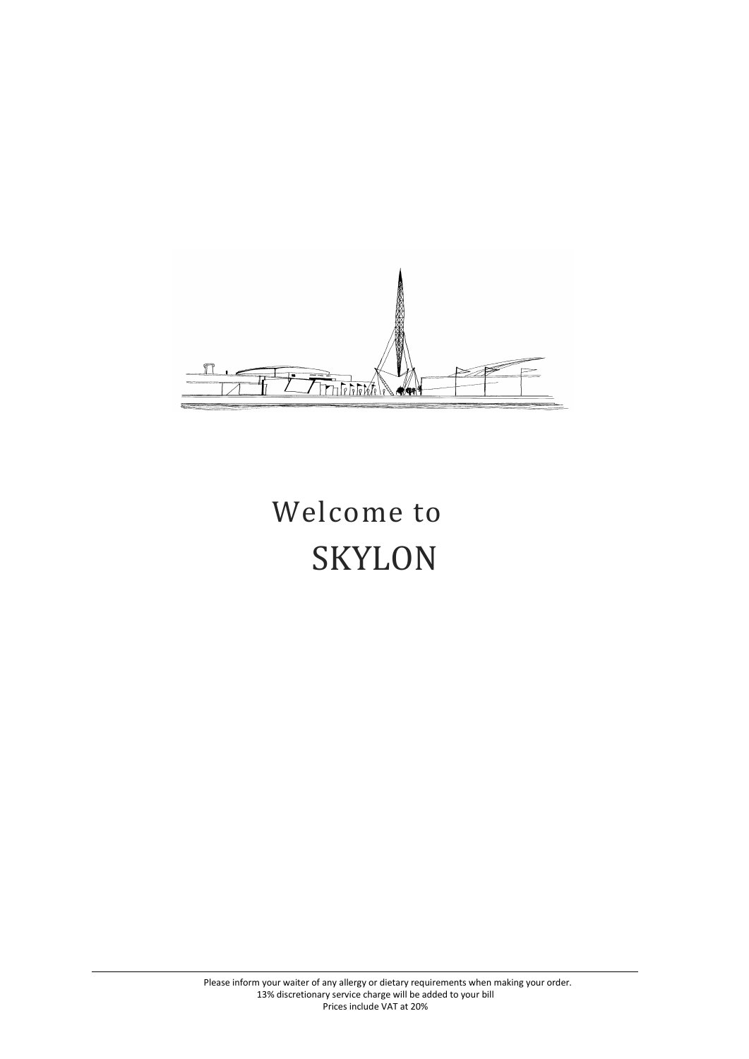# Welcome to
# SKYLON

Please inform your waiter of any allergy or dietary requirements when making your order.
13% discretionary service charge will be added to your bill
Prices include VAT at 20%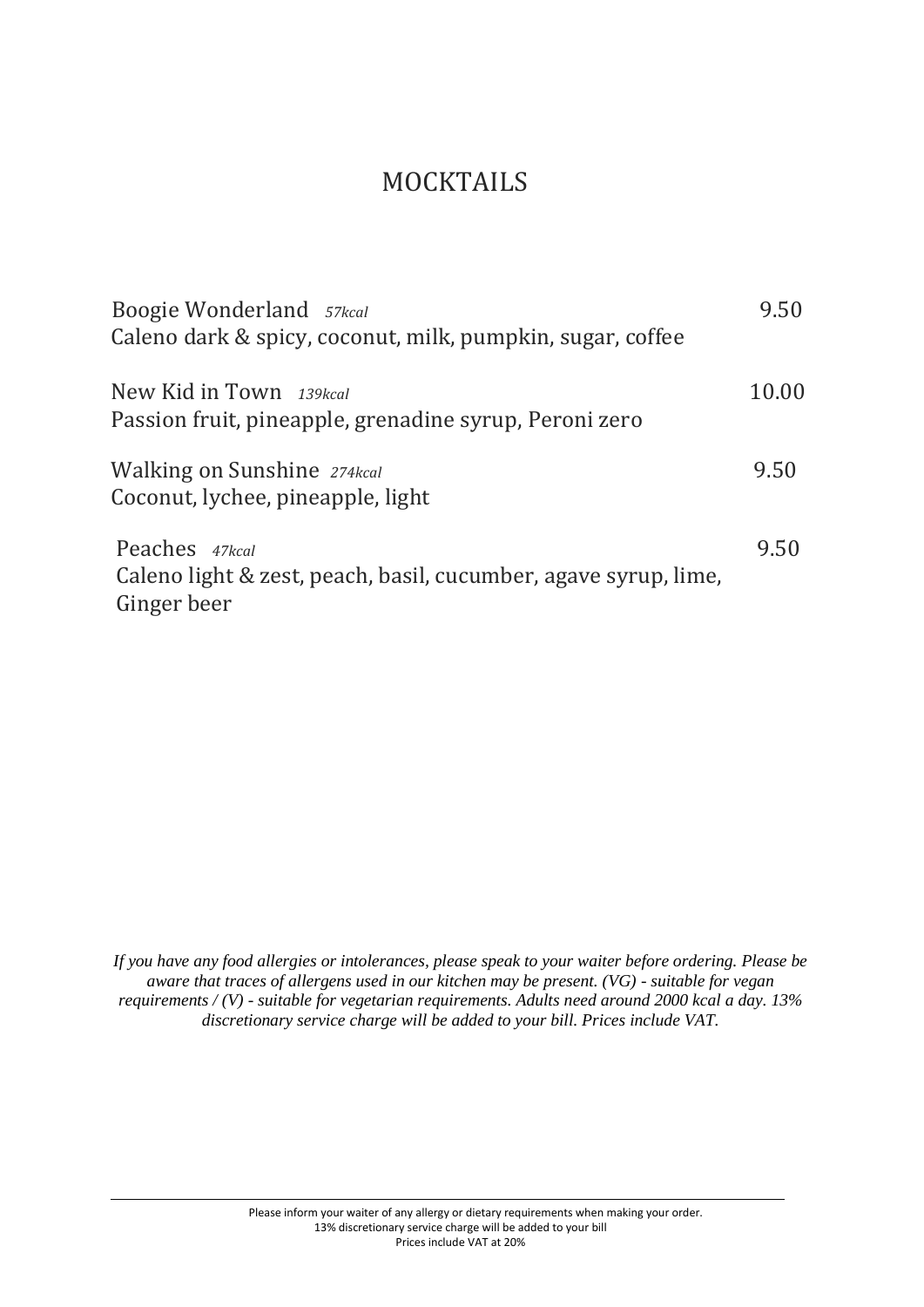# MOCKTAILS

Boogie Wonderland *57kcal* 9.50
Caleno dark & spicy, coconut, milk, pumpkin, sugar, coffee

New Kid in Town *139kcal* 10.00
Passion fruit, pineapple, grenadine syrup, Peroni zero

Walking on Sunshine *274kcal* 9.50
Coconut, lychee, pineapple, light

Peaches *47kcal* 9.50
Caleno light & zest, peach, basil, cucumber, agave syrup, lime, Ginger beer

*If you have any food allergies or intolerances, please speak to your waiter before ordering. Please be aware that traces of allergens used in our kitchen may be present. (VG) - suitable for vegan requirements / (V) - suitable for vegetarian requirements. Adults need around 2000 kcal a day. 13% discretionary service charge will be added to your bill. Prices include VAT.*

Please inform your waiter of any allergy or dietary requirements when making your order.
13% discretionary service charge will be added to your bill
Prices include VAT at 20%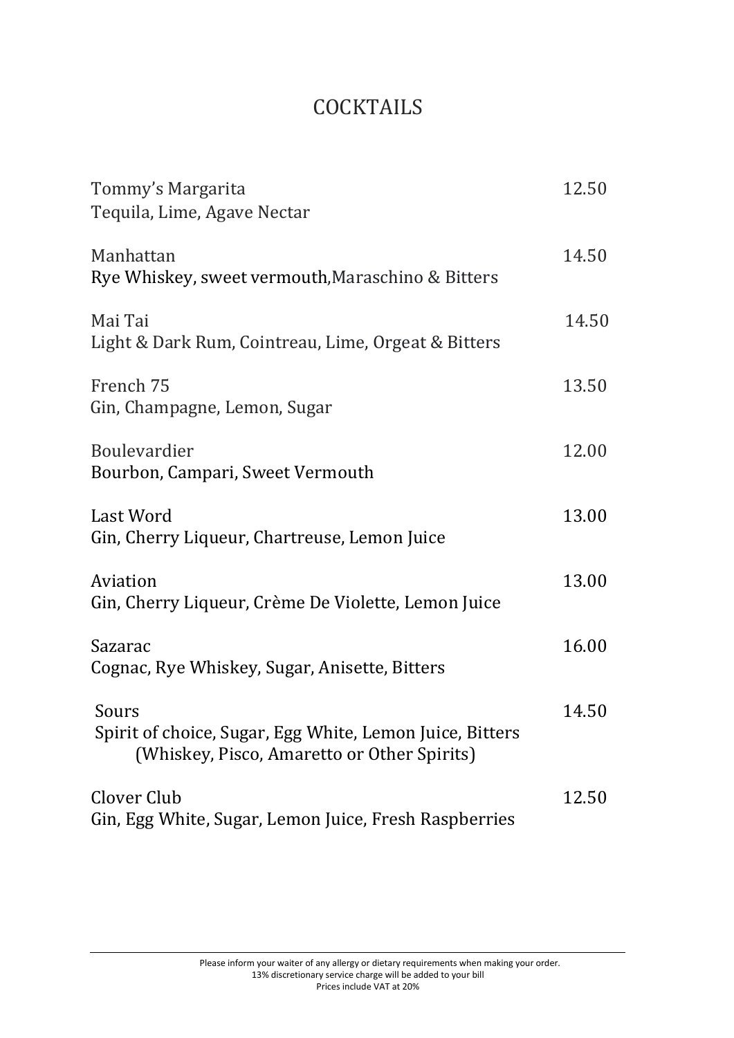# COCKTAILS

Tommy's Margarita — 12.50
Tequila, Lime, Agave Nectar

Manhattan — 14.50
Rye Whiskey, sweet vermouth,Maraschino & Bitters

Mai Tai — 14.50
Light & Dark Rum, Cointreau, Lime, Orgeat & Bitters

French 75 — 13.50
Gin, Champagne, Lemon, Sugar

Boulevardier — 12.00
Bourbon, Campari, Sweet Vermouth

Last Word — 13.00
Gin, Cherry Liqueur, Chartreuse, Lemon Juice

Aviation — 13.00
Gin, Cherry Liqueur, Crème De Violette, Lemon Juice

Sazarac — 16.00
Cognac, Rye Whiskey, Sugar, Anisette, Bitters

Sours — 14.50
Spirit of choice, Sugar, Egg White, Lemon Juice, Bitters
(Whiskey, Pisco, Amaretto or Other Spirits)

Clover Club — 12.50
Gin, Egg White, Sugar, Lemon Juice, Fresh Raspberries

---

Please inform your waiter of any allergy or dietary requirements when making your order.
13% discretionary service charge will be added to your bill
Prices include VAT at 20%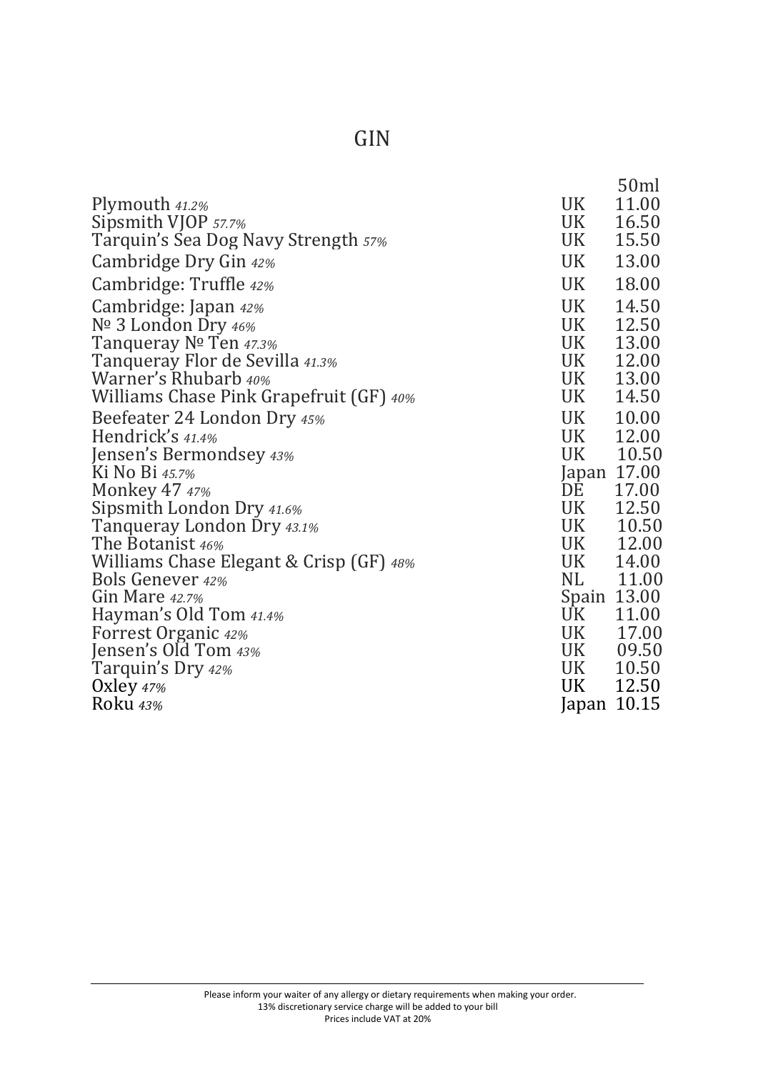# GIN

| | | 50ml |
|---|---|---|
| Plymouth *41.2%* | UK | 11.00 |
| Sipsmith VJOP *57.7%* | UK | 16.50 |
| Tarquin's Sea Dog Navy Strength *57%* | UK | 15.50 |
| Cambridge Dry Gin *42%* | UK | 13.00 |
| Cambridge: Truffle *42%* | UK | 18.00 |
| Cambridge: Japan *42%* | UK | 14.50 |
| № 3 London Dry *46%* | UK | 12.50 |
| Tanqueray № Ten *47.3%* | UK | 13.00 |
| Tanqueray Flor de Sevilla *41.3%* | UK | 12.00 |
| Warner's Rhubarb *40%* | UK | 13.00 |
| Williams Chase Pink Grapefruit (GF) *40%* | UK | 14.50 |
| Beefeater 24 London Dry *45%* | UK | 10.00 |
| Hendrick's *41.4%* | UK | 12.00 |
| Jensen's Bermondsey *43%* | UK | 10.50 |
| Ki No Bi *45.7%* | Japan | 17.00 |
| Monkey 47 *47%* | DE | 17.00 |
| Sipsmith London Dry *41.6%* | UK | 12.50 |
| Tanqueray London Dry *43.1%* | UK | 10.50 |
| The Botanist *46%* | UK | 12.00 |
| Williams Chase Elegant & Crisp (GF) *48%* | UK | 14.00 |
| Bols Genever *42%* | NL | 11.00 |
| Gin Mare *42.7%* | Spain | 13.00 |
| Hayman's Old Tom *41.4%* | UK | 11.00 |
| Forrest Organic *42%* | UK | 17.00 |
| Jensen's Old Tom *43%* | UK | 09.50 |
| Tarquin's Dry *42%* | UK | 10.50 |
| Oxley *47%* | UK | 12.50 |
| Roku *43%* | Japan | 10.15 |

Please inform your waiter of any allergy or dietary requirements when making your order.
13% discretionary service charge will be added to your bill
Prices include VAT at 20%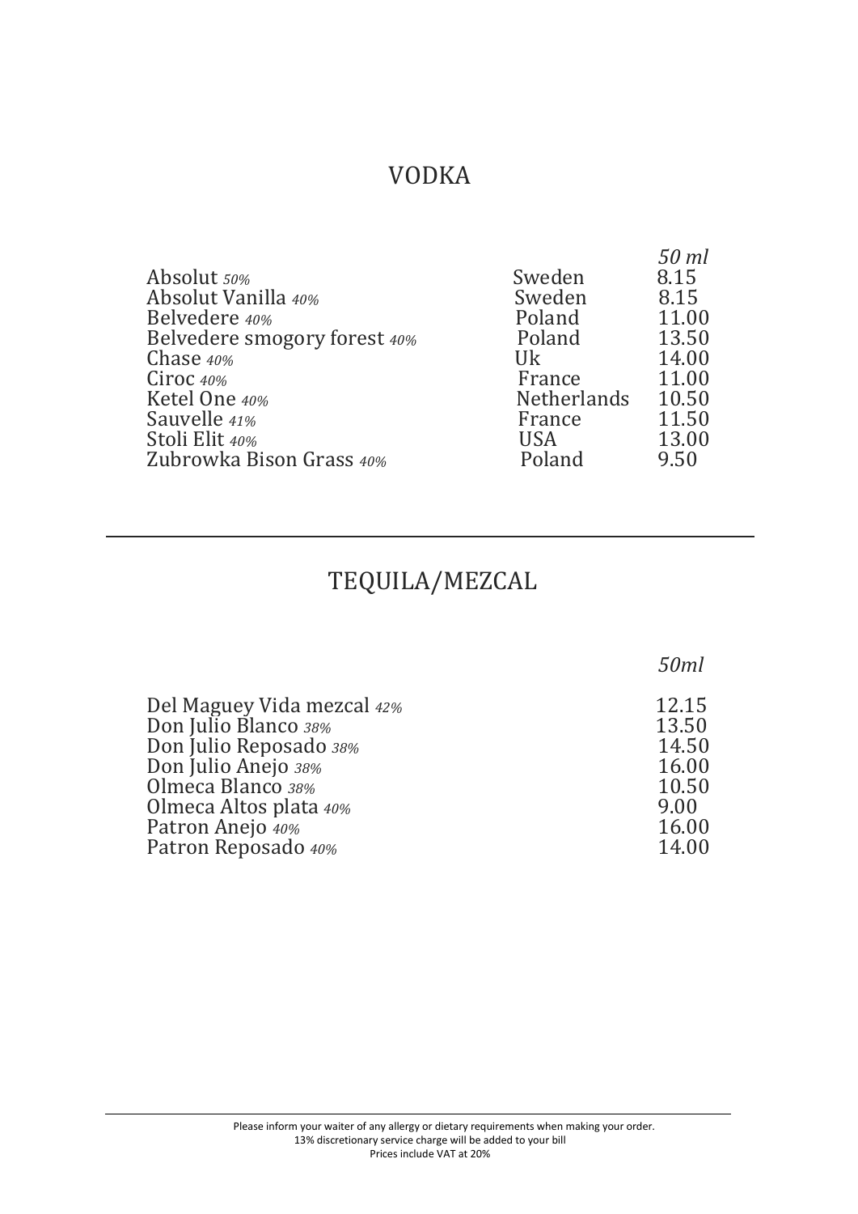## VODKA

| | | *50 ml* |
|---|---|---|
| Absolut *50%* | Sweden | 8.15 |
| Absolut Vanilla *40%* | Sweden | 8.15 |
| Belvedere *40%* | Poland | 11.00 |
| Belvedere smogory forest *40%* | Poland | 13.50 |
| Chase *40%* | Uk | 14.00 |
| Ciroc *40%* | France | 11.00 |
| Ketel One *40%* | Netherlands | 10.50 |
| Sauvelle *41%* | France | 11.50 |
| Stoli Elit *40%* | USA | 13.00 |
| Zubrowka Bison Grass *40%* | Poland | 9.50 |

---

## TEQUILA/MEZCAL

| | *50ml* |
|---|---|
| Del Maguey Vida mezcal *42%* | 12.15 |
| Don Julio Blanco *38%* | 13.50 |
| Don Julio Reposado *38%* | 14.50 |
| Don Julio Anejo *38%* | 16.00 |
| Olmeca Blanco *38%* | 10.50 |
| Olmeca Altos plata *40%* | 9.00 |
| Patron Anejo *40%* | 16.00 |
| Patron Reposado *40%* | 14.00 |

---

Please inform your waiter of any allergy or dietary requirements when making your order.
13% discretionary service charge will be added to your bill
Prices include VAT at 20%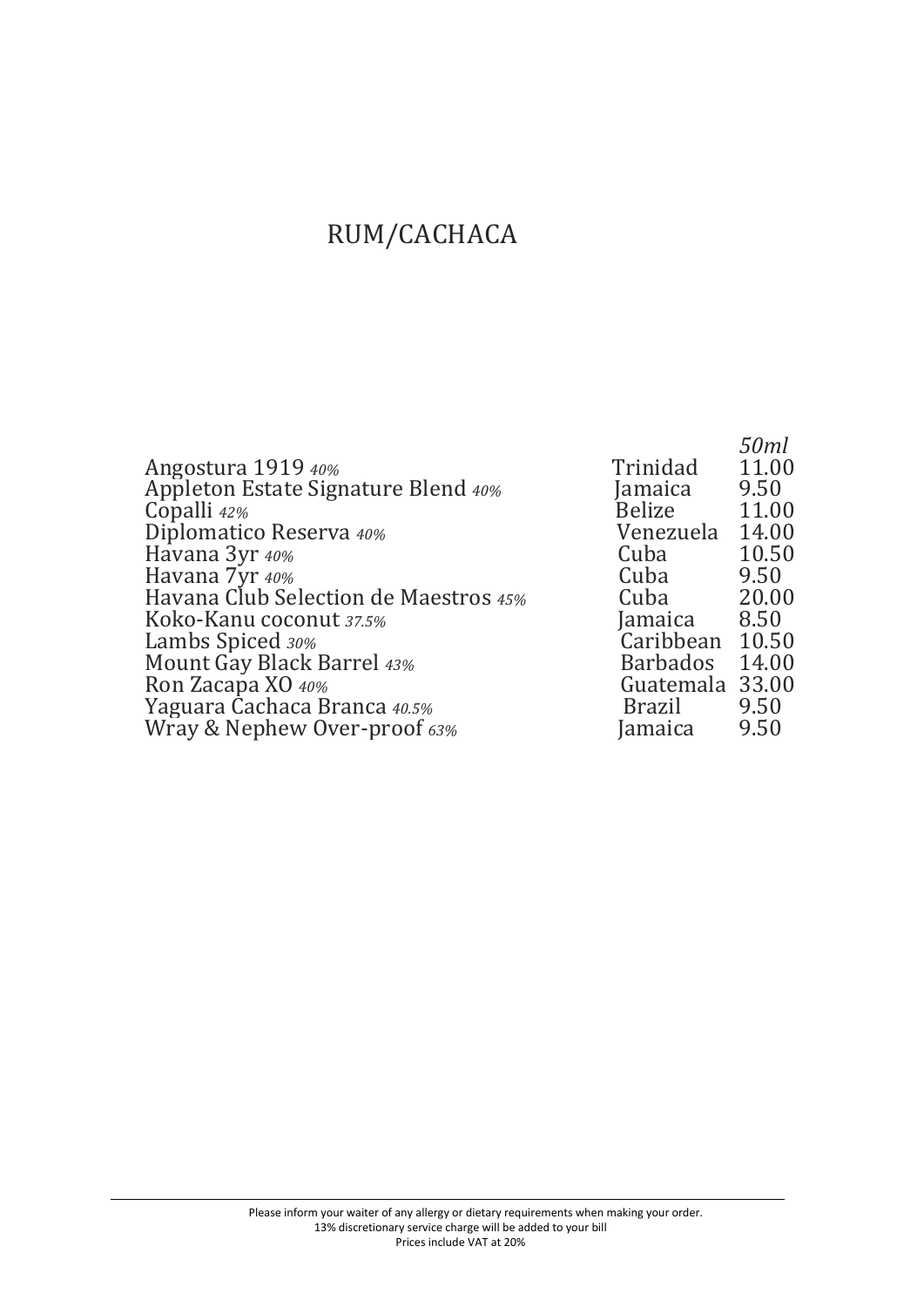# RUM/CACHACA

| | | 50ml |
|---|---|---|
| Angostura 1919 *40%* | Trinidad | 11.00 |
| Appleton Estate Signature Blend *40%* | Jamaica | 9.50 |
| Copalli *42%* | Belize | 11.00 |
| Diplomatico Reserva *40%* | Venezuela | 14.00 |
| Havana 3yr *40%* | Cuba | 10.50 |
| Havana 7yr *40%* | Cuba | 9.50 |
| Havana Club Selection de Maestros *45%* | Cuba | 20.00 |
| Koko-Kanu coconut *37.5%* | Jamaica | 8.50 |
| Lambs Spiced *30%* | Caribbean | 10.50 |
| Mount Gay Black Barrel *43%* | Barbados | 14.00 |
| Ron Zacapa XO *40%* | Guatemala | 33.00 |
| Yaguara Cachaca Branca *40.5%* | Brazil | 9.50 |
| Wray & Nephew Over-proof *63%* | Jamaica | 9.50 |

Please inform your waiter of any allergy or dietary requirements when making your order.
13% discretionary service charge will be added to your bill
Prices include VAT at 20%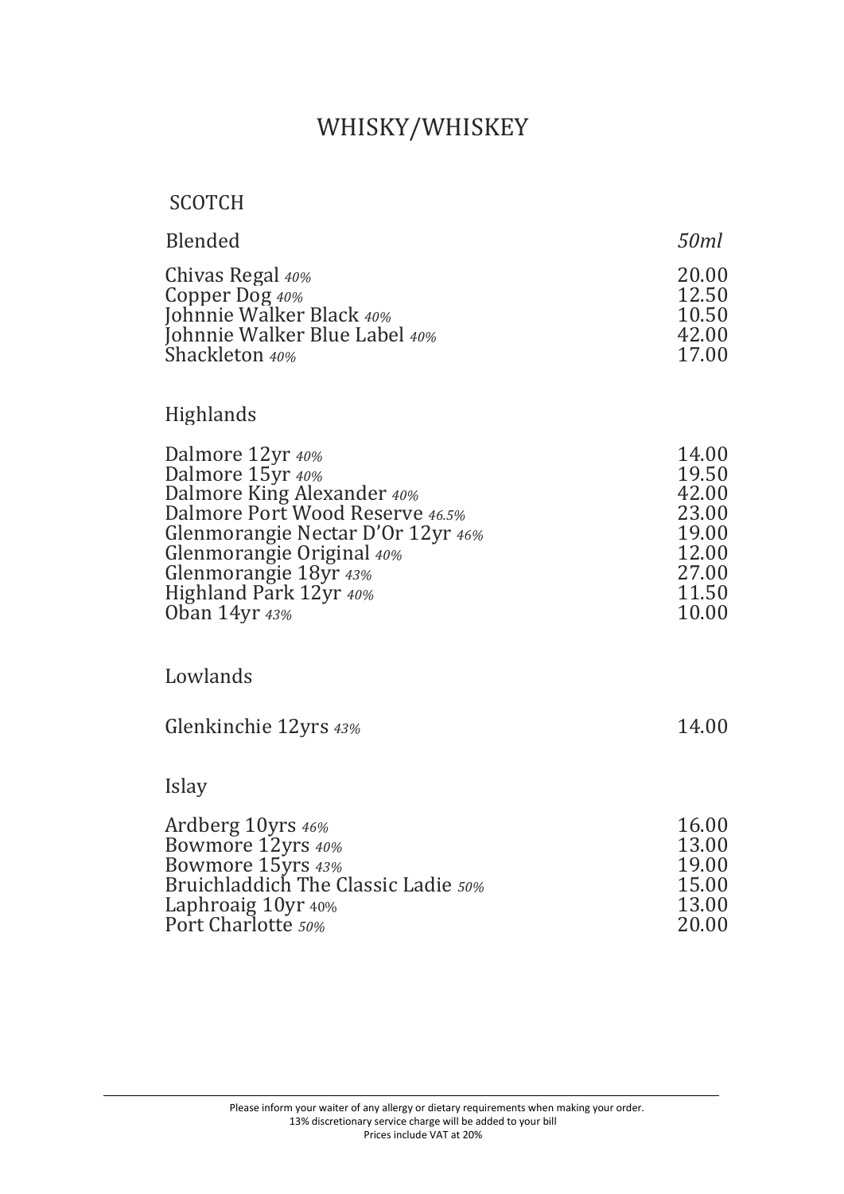# WHISKY/WHISKEY

## SCOTCH

| Blended | *50ml* |
|---|---|
| Chivas Regal *40%* | 20.00 |
| Copper Dog *40%* | 12.50 |
| Johnnie Walker Black *40%* | 10.50 |
| Johnnie Walker Blue Label *40%* | 42.00 |
| Shackleton *40%* | 17.00 |

### Highlands

| | |
|---|---|
| Dalmore 12yr *40%* | 14.00 |
| Dalmore 15yr *40%* | 19.50 |
| Dalmore King Alexander *40%* | 42.00 |
| Dalmore Port Wood Reserve *46.5%* | 23.00 |
| Glenmorangie Nectar D'Or 12yr *46%* | 19.00 |
| Glenmorangie Original *40%* | 12.00 |
| Glenmorangie 18yr *43%* | 27.00 |
| Highland Park 12yr *40%* | 11.50 |
| Oban 14yr *43%* | 10.00 |

### Lowlands

| | |
|---|---|
| Glenkinchie 12yrs *43%* | 14.00 |

### Islay

| | |
|---|---|
| Ardberg 10yrs *46%* | 16.00 |
| Bowmore 12yrs *40%* | 13.00 |
| Bowmore 15yrs *43%* | 19.00 |
| Bruichladdich The Classic Ladie *50%* | 15.00 |
| Laphroaig 10yr 40% | 13.00 |
| Port Charlotte *50%* | 20.00 |

Please inform your waiter of any allergy or dietary requirements when making your order.
13% discretionary service charge will be added to your bill
Prices include VAT at 20%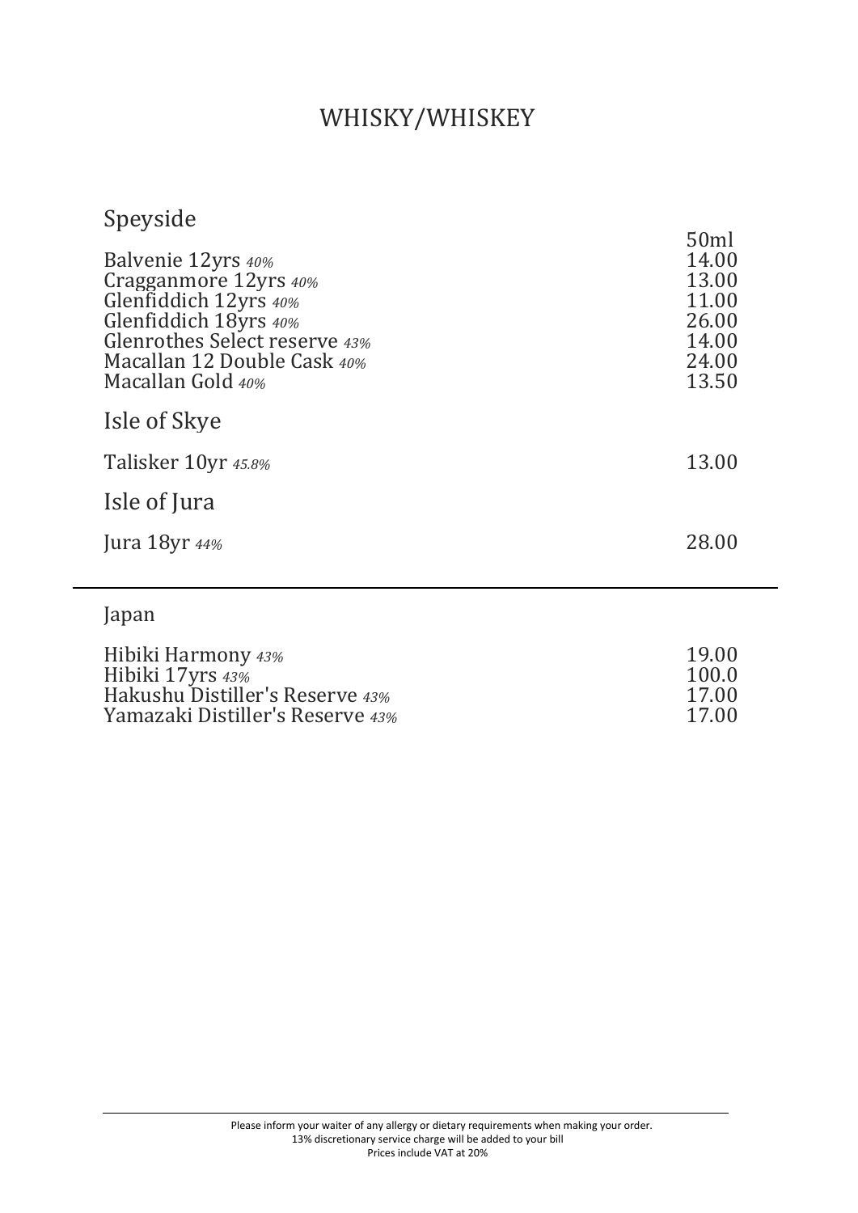# WHISKY/WHISKEY

## Speyside

| | 50ml |
|---|---|
| Balvenie 12yrs *40%* | 14.00 |
| Cragganmore 12yrs *40%* | 13.00 |
| Glenfiddich 12yrs *40%* | 11.00 |
| Glenfiddich 18yrs *40%* | 26.00 |
| Glenrothes Select reserve *43%* | 14.00 |
| Macallan 12 Double Cask *40%* | 24.00 |
| Macallan Gold *40%* | 13.50 |

## Isle of Skye

| | |
|---|---|
| Talisker 10yr *45.8%* | 13.00 |

## Isle of Jura

| | |
|---|---|
| Jura 18yr *44%* | 28.00 |

---

## Japan

| | |
|---|---|
| Hibiki Harmony *43%* | 19.00 |
| Hibiki 17yrs *43%* | 100.0 |
| Hakushu Distiller's Reserve *43%* | 17.00 |
| Yamazaki Distiller's Reserve *43%* | 17.00 |

---

Please inform your waiter of any allergy or dietary requirements when making your order.
13% discretionary service charge will be added to your bill
Prices include VAT at 20%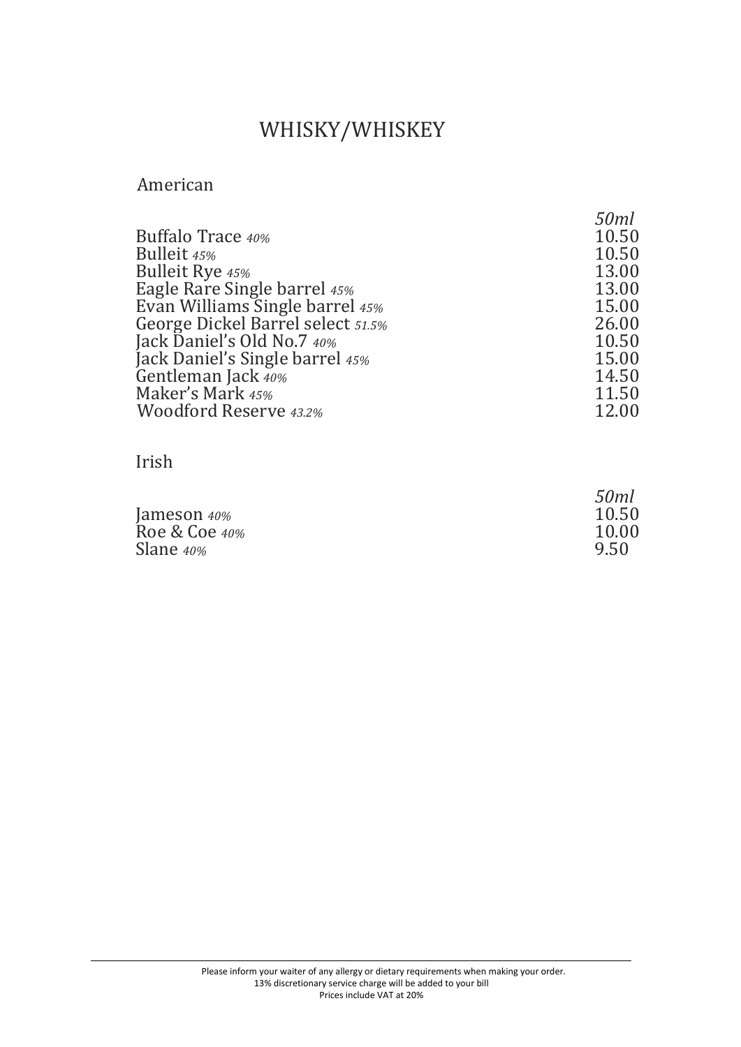# WHISKY/WHISKEY

## American

| | *50ml* |
|---|---|
| Buffalo Trace *40%* | 10.50 |
| Bulleit *45%* | 10.50 |
| Bulleit Rye *45%* | 13.00 |
| Eagle Rare Single barrel *45%* | 13.00 |
| Evan Williams Single barrel *45%* | 15.00 |
| George Dickel Barrel select *51.5%* | 26.00 |
| Jack Daniel's Old No.7 *40%* | 10.50 |
| Jack Daniel's Single barrel *45%* | 15.00 |
| Gentleman Jack *40%* | 14.50 |
| Maker's Mark *45%* | 11.50 |
| Woodford Reserve *43.2%* | 12.00 |

## Irish

| | *50ml* |
|---|---|
| Jameson *40%* | 10.50 |
| Roe & Coe *40%* | 10.00 |
| Slane *40%* | 9.50 |

Please inform your waiter of any allergy or dietary requirements when making your order.
13% discretionary service charge will be added to your bill
Prices include VAT at 20%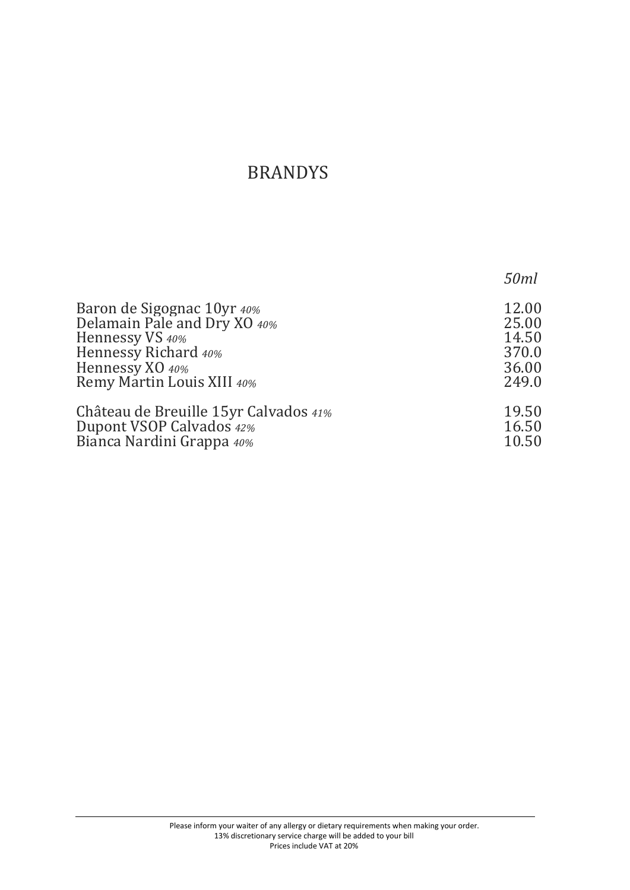# BRANDYS

| | *50ml* |
|---|---|
| Baron de Sigognac 10yr *40%* | 12.00 |
| Delamain Pale and Dry XO *40%* | 25.00 |
| Hennessy VS *40%* | 14.50 |
| Hennessy Richard *40%* | 370.0 |
| Hennessy XO *40%* | 36.00 |
| Remy Martin Louis XIII *40%* | 249.0 |
| Château de Breuille 15yr Calvados *41%* | 19.50 |
| Dupont VSOP Calvados *42%* | 16.50 |
| Bianca Nardini Grappa *40%* | 10.50 |

Please inform your waiter of any allergy or dietary requirements when making your order.
13% discretionary service charge will be added to your bill
Prices include VAT at 20%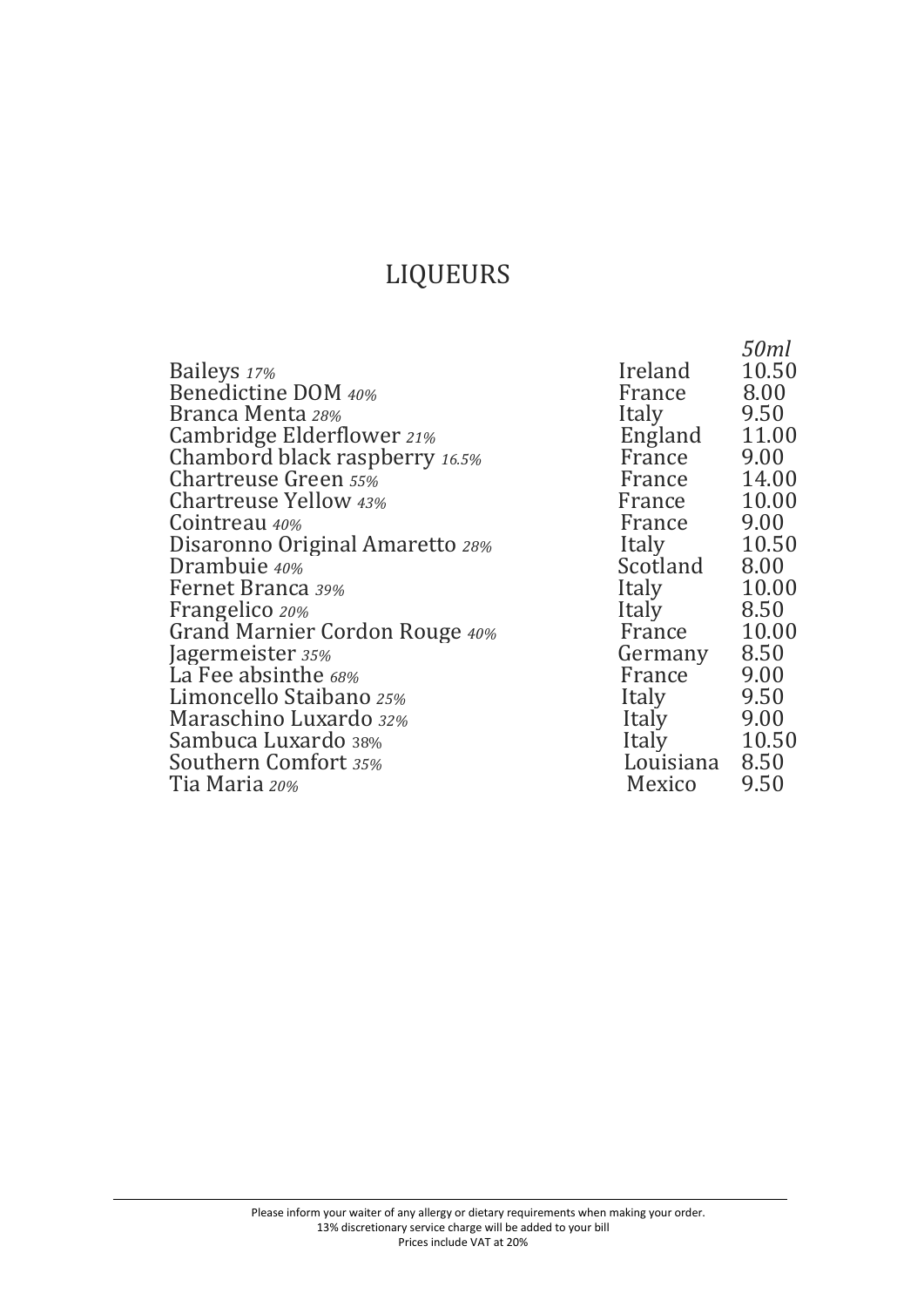# LIQUEURS

| | | *50ml* |
|---|---|---|
| Baileys *17%* | Ireland | 10.50 |
| Benedictine DOM *40%* | France | 8.00 |
| Branca Menta *28%* | Italy | 9.50 |
| Cambridge Elderflower *21%* | England | 11.00 |
| Chambord black raspberry *16.5%* | France | 9.00 |
| Chartreuse Green *55%* | France | 14.00 |
| Chartreuse Yellow *43%* | France | 10.00 |
| Cointreau *40%* | France | 9.00 |
| Disaronno Original Amaretto *28%* | Italy | 10.50 |
| Drambuie *40%* | Scotland | 8.00 |
| Fernet Branca *39%* | Italy | 10.00 |
| Frangelico *20%* | Italy | 8.50 |
| Grand Marnier Cordon Rouge *40%* | France | 10.00 |
| Jagermeister *35%* | Germany | 8.50 |
| La Fee absinthe *68%* | France | 9.00 |
| Limoncello Staibano *25%* | Italy | 9.50 |
| Maraschino Luxardo *32%* | Italy | 9.00 |
| Sambuca Luxardo 38% | Italy | 10.50 |
| Southern Comfort *35%* | Louisiana | 8.50 |
| Tia Maria *20%* | Mexico | 9.50 |

Please inform your waiter of any allergy or dietary requirements when making your order.
13% discretionary service charge will be added to your bill
Prices include VAT at 20%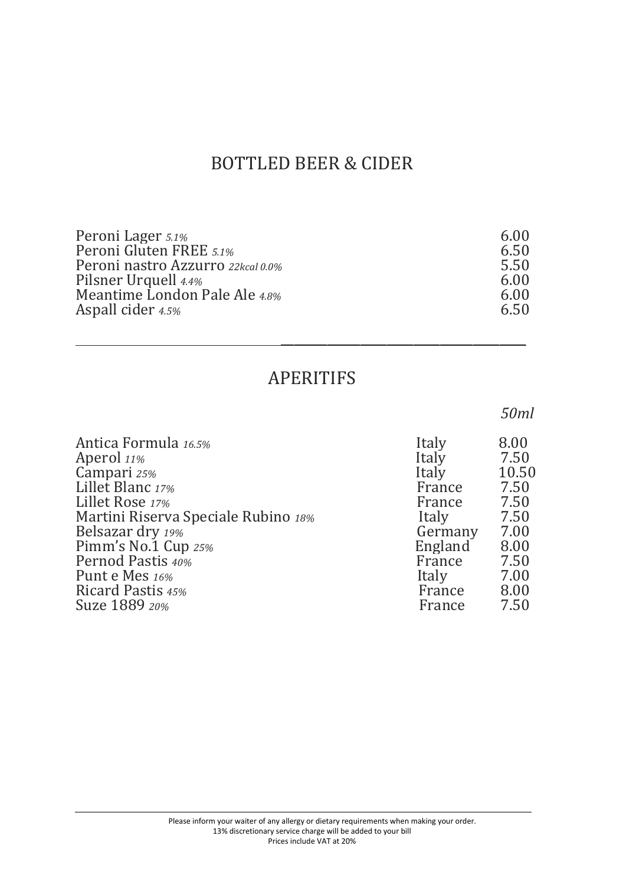## BOTTLED BEER & CIDER

| | |
|---|---|
| Peroni Lager *5.1%* | 6.00 |
| Peroni Gluten FREE *5.1%* | 6.50 |
| Peroni nastro Azzurro *22kcal 0.0%* | 5.50 |
| Pilsner Urquell *4.4%* | 6.00 |
| Meantime London Pale Ale *4.8%* | 6.00 |
| Aspall cider *4.5%* | 6.50 |

---

## APERITIFS

| | | *50ml* |
|---|---|---|
| Antica Formula *16.5%* | Italy | 8.00 |
| Aperol *11%* | Italy | 7.50 |
| Campari *25%* | Italy | 10.50 |
| Lillet Blanc *17%* | France | 7.50 |
| Lillet Rose *17%* | France | 7.50 |
| Martini Riserva Speciale Rubino *18%* | Italy | 7.50 |
| Belsazar dry *19%* | Germany | 7.00 |
| Pimm's No.1 Cup *25%* | England | 8.00 |
| Pernod Pastis *40%* | France | 7.50 |
| Punt e Mes *16%* | Italy | 7.00 |
| Ricard Pastis *45%* | France | 8.00 |
| Suze 1889 *20%* | France | 7.50 |

Please inform your waiter of any allergy or dietary requirements when making your order.
13% discretionary service charge will be added to your bill
Prices include VAT at 20%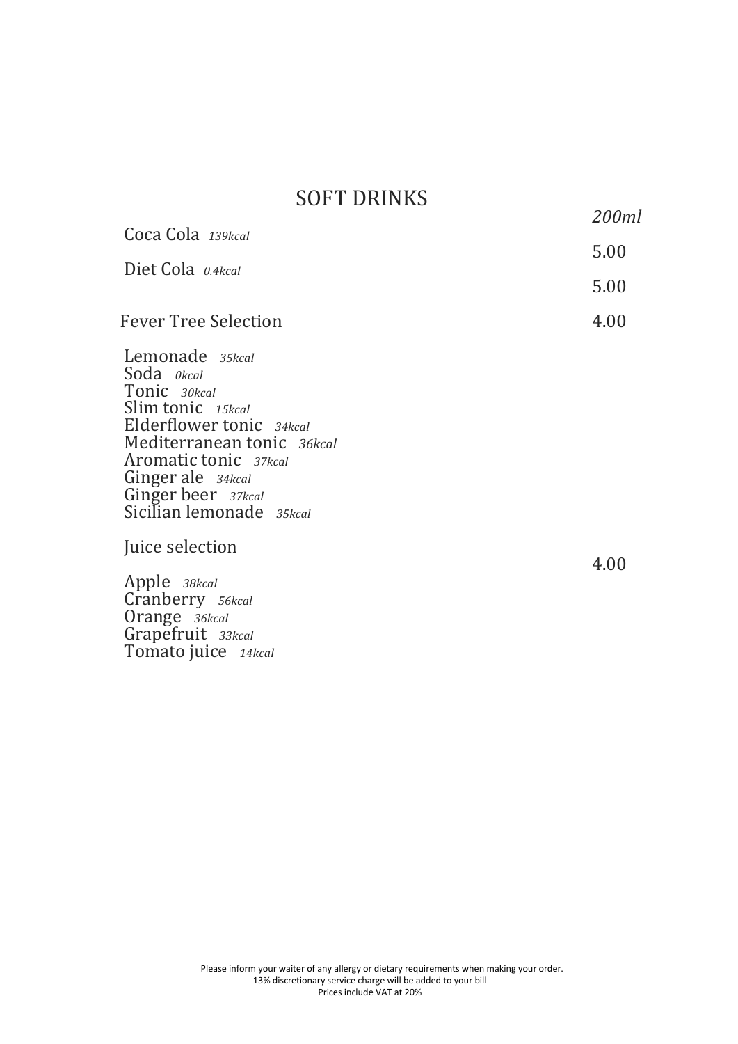## SOFT DRINKS

| | *200ml* |
|---|---|
| Coca Cola *139kcal* | 5.00 |
| Diet Cola *0.4kcal* | 5.00 |
| Fever Tree Selection | 4.00 |

Lemonade *35kcal*
Soda *0kcal*
Tonic *30kcal*
Slim tonic *15kcal*
Elderflower tonic *34kcal*
Mediterranean tonic *36kcal*
Aromatic tonic *37kcal*
Ginger ale *34kcal*
Ginger beer *37kcal*
Sicilian lemonade *35kcal*

Juice selection — 4.00

Apple *38kcal*
Cranberry *56kcal*
Orange *36kcal*
Grapefruit *33kcal*
Tomato juice *14kcal*

---

Please inform your waiter of any allergy or dietary requirements when making your order.
13% discretionary service charge will be added to your bill
Prices include VAT at 20%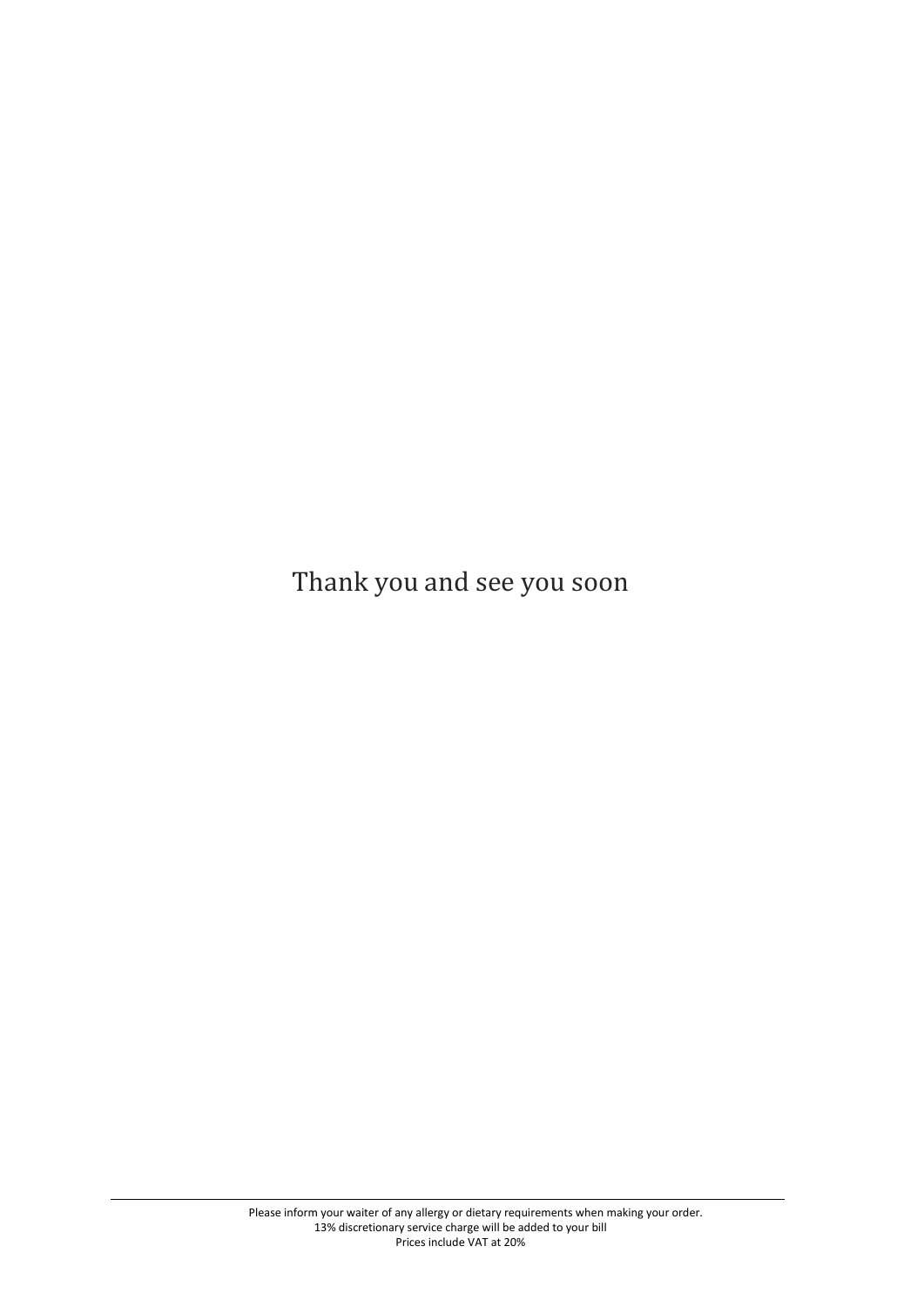Thank you and see you soon